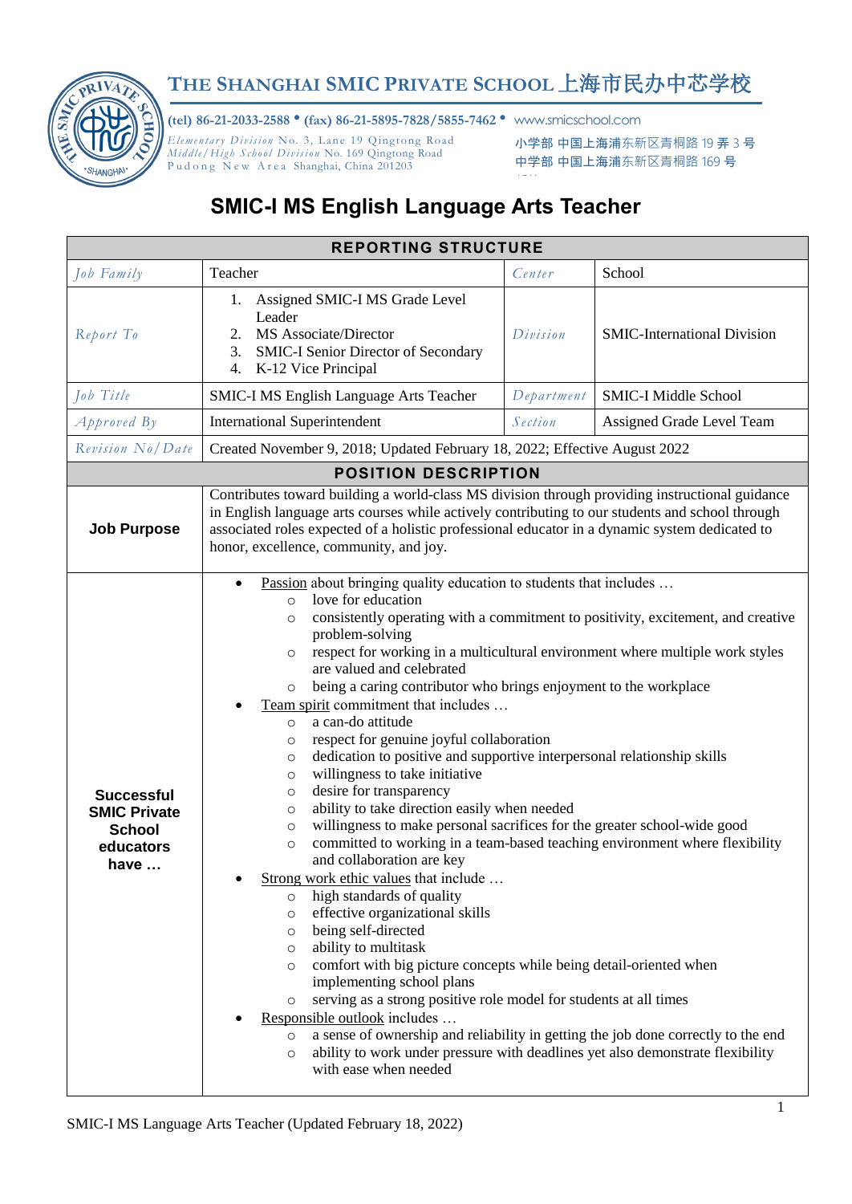# THE SHANGHAI SMIC PRIVATE SCHOOL 上海市民办中芯学校

**(tel) 86-21-2033-2588 • (fax) 86-21-5895-7828/5855-7462 •** www.smicschool.com

*Elementary Division* No. 3, Lane 19 Qingtong Road
*Middle/High School Division* No. 169 Qingtong Road
Pudong New Area Shanghai, China 201203

小学部 中国上海浦东新区青桐路 19 弄 3 号
中学部 中国上海浦东新区青桐路 169 号

## SMIC-I MS English Language Arts Teacher

| REPORTING STRUCTURE | | | |
|---|---|---|---|
| *Job Family* | Teacher | *Center* | School |
| *Report To* | 1. Assigned SMIC-I MS Grade Level Leader<br>2. MS Associate/Director<br>3. SMIC-I Senior Director of Secondary<br>4. K-12 Vice Principal | *Division* | SMIC-International Division |
| *Job Title* | SMIC-I MS English Language Arts Teacher | *Department* | SMIC-I Middle School |
| *Approved By* | International Superintendent | *Section* | Assigned Grade Level Team |
| *Revision No/Date* | Created November 9, 2018; Updated February 18, 2022; Effective August 2022 | | |

| POSITION DESCRIPTION | |
|---|---|
| **Job Purpose** | Contributes toward building a world-class MS division through providing instructional guidance in English language arts courses while actively contributing to our students and school through associated roles expected of a holistic professional educator in a dynamic system dedicated to honor, excellence, community, and joy. |
| **Successful SMIC Private School educators have …** | • Passion about bringing quality education to students that includes …<br>○ love for education<br>○ consistently operating with a commitment to positivity, excitement, and creative problem-solving<br>○ respect for working in a multicultural environment where multiple work styles are valued and celebrated<br>○ being a caring contributor who brings enjoyment to the workplace<br>• Team spirit commitment that includes …<br>○ a can-do attitude<br>○ respect for genuine joyful collaboration<br>○ dedication to positive and supportive interpersonal relationship skills<br>○ willingness to take initiative<br>○ desire for transparency<br>○ ability to take direction easily when needed<br>○ willingness to make personal sacrifices for the greater school-wide good<br>○ committed to working in a team-based teaching environment where flexibility and collaboration are key<br>• Strong work ethic values that include …<br>○ high standards of quality<br>○ effective organizational skills<br>○ being self-directed<br>○ ability to multitask<br>○ comfort with big picture concepts while being detail-oriented when implementing school plans<br>○ serving as a strong positive role model for students at all times<br>• Responsible outlook includes …<br>○ a sense of ownership and reliability in getting the job done correctly to the end<br>○ ability to work under pressure with deadlines yet also demonstrate flexibility with ease when needed |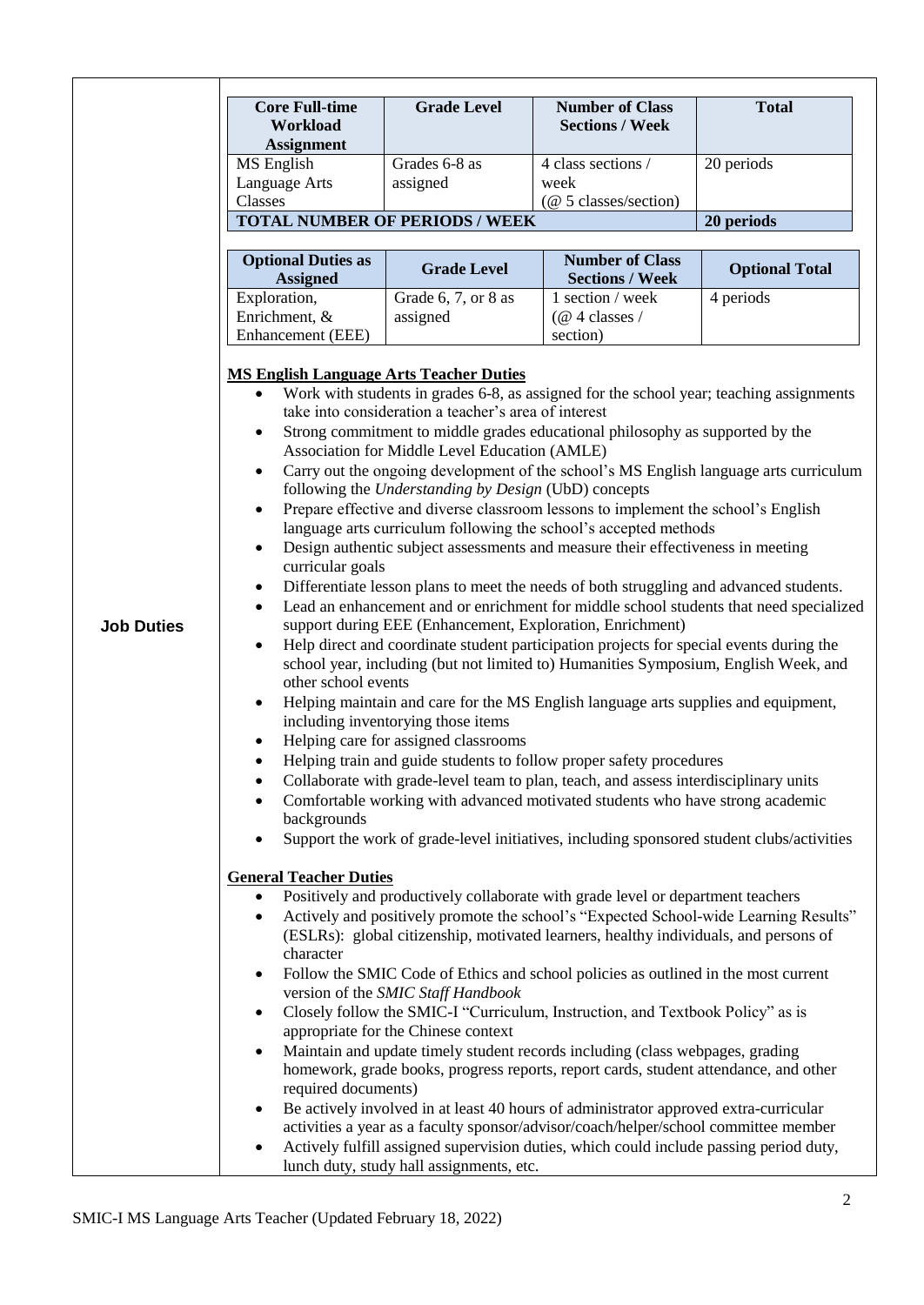| Core Full-time Workload Assignment | Grade Level | Number of Class Sections / Week | Total |
|---|---|---|---|
| MS English Language Arts Classes | Grades 6-8 as assigned | 4 class sections / week (@ 5 classes/section) | 20 periods |
| **TOTAL NUMBER OF PERIODS / WEEK** | | | **20 periods** |

| Optional Duties as Assigned | Grade Level | Number of Class Sections / Week | Optional Total |
|---|---|---|---|
| Exploration, Enrichment, & Enhancement (EEE) | Grade 6, 7, or 8 as assigned | 1 section / week (@ 4 classes / section) | 4 periods |

**Job Duties**

**MS English Language Arts Teacher Duties**

- Work with students in grades 6-8, as assigned for the school year; teaching assignments take into consideration a teacher's area of interest
- Strong commitment to middle grades educational philosophy as supported by the Association for Middle Level Education (AMLE)
- Carry out the ongoing development of the school's MS English language arts curriculum following the *Understanding by Design* (UbD) concepts
- Prepare effective and diverse classroom lessons to implement the school's English language arts curriculum following the school's accepted methods
- Design authentic subject assessments and measure their effectiveness in meeting curricular goals
- Differentiate lesson plans to meet the needs of both struggling and advanced students.
- Lead an enhancement and or enrichment for middle school students that need specialized support during EEE (Enhancement, Exploration, Enrichment)
- Help direct and coordinate student participation projects for special events during the school year, including (but not limited to) Humanities Symposium, English Week, and other school events
- Helping maintain and care for the MS English language arts supplies and equipment, including inventorying those items
- Helping care for assigned classrooms
- Helping train and guide students to follow proper safety procedures
- Collaborate with grade-level team to plan, teach, and assess interdisciplinary units
- Comfortable working with advanced motivated students who have strong academic backgrounds
- Support the work of grade-level initiatives, including sponsored student clubs/activities

**General Teacher Duties**

- Positively and productively collaborate with grade level or department teachers
- Actively and positively promote the school's "Expected School-wide Learning Results" (ESLRs): global citizenship, motivated learners, healthy individuals, and persons of character
- Follow the SMIC Code of Ethics and school policies as outlined in the most current version of the *SMIC Staff Handbook*
- Closely follow the SMIC-I "Curriculum, Instruction, and Textbook Policy" as is appropriate for the Chinese context
- Maintain and update timely student records including (class webpages, grading homework, grade books, progress reports, report cards, student attendance, and other required documents)
- Be actively involved in at least 40 hours of administrator approved extra-curricular activities a year as a faculty sponsor/advisor/coach/helper/school committee member
- Actively fulfill assigned supervision duties, which could include passing period duty, lunch duty, study hall assignments, etc.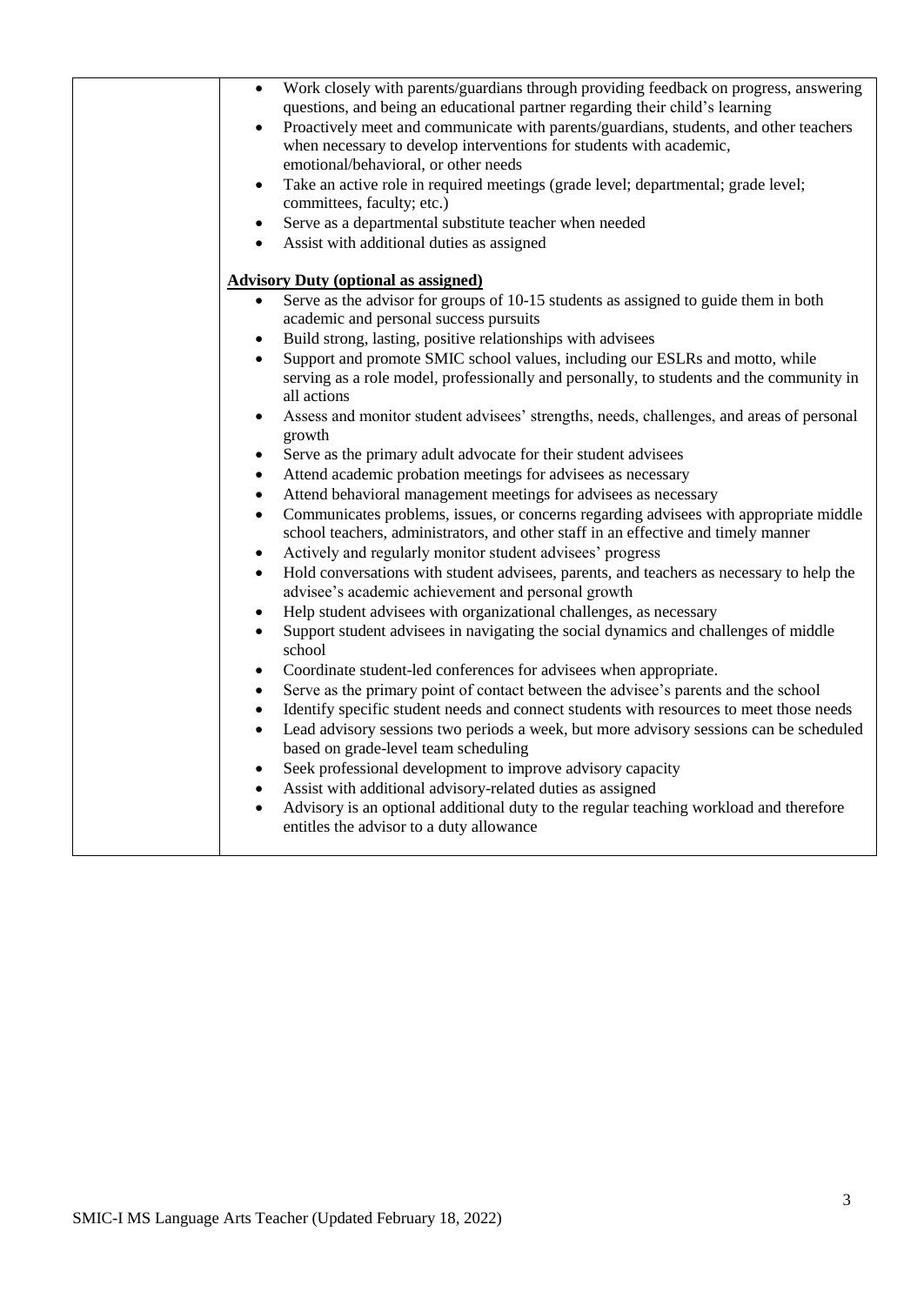| | |
|---|---|
| | • Work closely with parents/guardians through providing feedback on progress, answering questions, and being an educational partner regarding their child's learning<br>• Proactively meet and communicate with parents/guardians, students, and other teachers when necessary to develop interventions for students with academic, emotional/behavioral, or other needs<br>• Take an active role in required meetings (grade level; departmental; grade level; committees, faculty; etc.)<br>• Serve as a departmental substitute teacher when needed<br>• Assist with additional duties as assigned<br><br>**<u>Advisory Duty (optional as assigned)</u>**<br>• Serve as the advisor for groups of 10-15 students as assigned to guide them in both academic and personal success pursuits<br>• Build strong, lasting, positive relationships with advisees<br>• Support and promote SMIC school values, including our ESLRs and motto, while serving as a role model, professionally and personally, to students and the community in all actions<br>• Assess and monitor student advisees' strengths, needs, challenges, and areas of personal growth<br>• Serve as the primary adult advocate for their student advisees<br>• Attend academic probation meetings for advisees as necessary<br>• Attend behavioral management meetings for advisees as necessary<br>• Communicates problems, issues, or concerns regarding advisees with appropriate middle school teachers, administrators, and other staff in an effective and timely manner<br>• Actively and regularly monitor student advisees' progress<br>• Hold conversations with student advisees, parents, and teachers as necessary to help the advisee's academic achievement and personal growth<br>• Help student advisees with organizational challenges, as necessary<br>• Support student advisees in navigating the social dynamics and challenges of middle school<br>• Coordinate student-led conferences for advisees when appropriate.<br>• Serve as the primary point of contact between the advisee's parents and the school<br>• Identify specific student needs and connect students with resources to meet those needs<br>• Lead advisory sessions two periods a week, but more advisory sessions can be scheduled based on grade-level team scheduling<br>• Seek professional development to improve advisory capacity<br>• Assist with additional advisory-related duties as assigned<br>• Advisory is an optional additional duty to the regular teaching workload and therefore entitles the advisor to a duty allowance |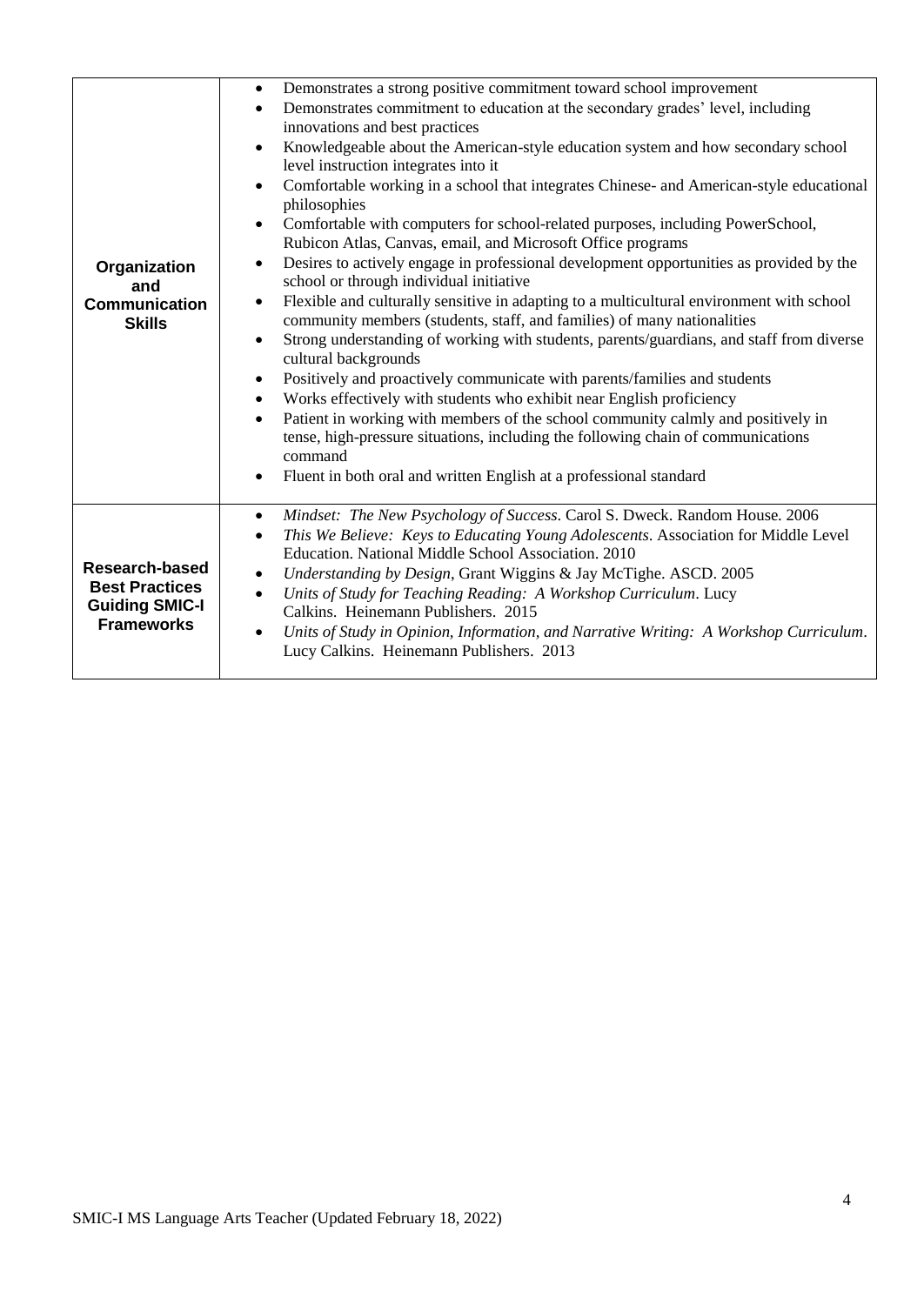| | |
|---|---|
| **Organization and Communication Skills** | • Demonstrates a strong positive commitment toward school improvement<br>• Demonstrates commitment to education at the secondary grades' level, including innovations and best practices<br>• Knowledgeable about the American-style education system and how secondary school level instruction integrates into it<br>• Comfortable working in a school that integrates Chinese- and American-style educational philosophies<br>• Comfortable with computers for school-related purposes, including PowerSchool, Rubicon Atlas, Canvas, email, and Microsoft Office programs<br>• Desires to actively engage in professional development opportunities as provided by the school or through individual initiative<br>• Flexible and culturally sensitive in adapting to a multicultural environment with school community members (students, staff, and families) of many nationalities<br>• Strong understanding of working with students, parents/guardians, and staff from diverse cultural backgrounds<br>• Positively and proactively communicate with parents/families and students<br>• Works effectively with students who exhibit near English proficiency<br>• Patient in working with members of the school community calmly and positively in tense, high-pressure situations, including the following chain of communications command<br>• Fluent in both oral and written English at a professional standard |
| **Research-based Best Practices Guiding SMIC-I Frameworks** | • *Mindset: The New Psychology of Success*. Carol S. Dweck. Random House. 2006<br>• *This We Believe: Keys to Educating Young Adolescents*. Association for Middle Level Education. National Middle School Association. 2010<br>• *Understanding by Design*, Grant Wiggins & Jay McTighe. ASCD. 2005<br>• *Units of Study for Teaching Reading: A Workshop Curriculum*. Lucy Calkins. Heinemann Publishers. 2015<br>• *Units of Study in Opinion, Information, and Narrative Writing: A Workshop Curriculum*. Lucy Calkins. Heinemann Publishers. 2013 |

SMIC-I MS Language Arts Teacher (Updated February 18, 2022)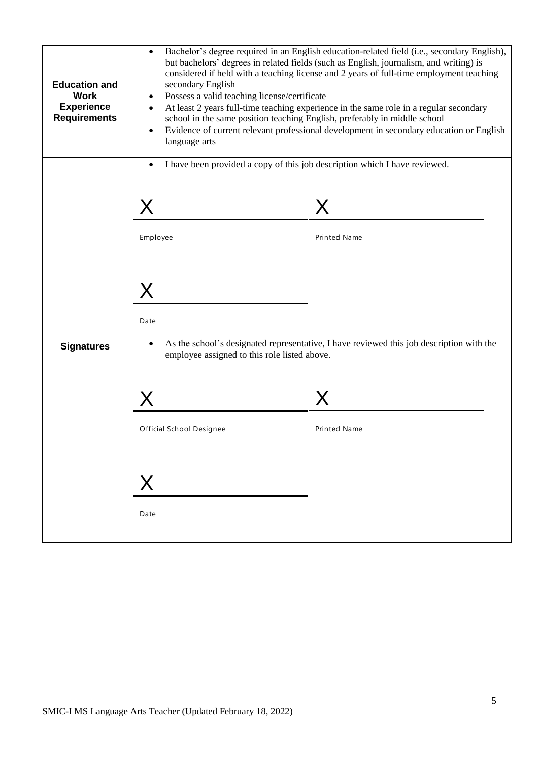| | |
|---|---|
| **Education and Work Experience Requirements** | • Bachelor's degree <u>required</u> in an English education-related field (i.e., secondary English), but bachelors' degrees in related fields (such as English, journalism, and writing) is considered if held with a teaching license and 2 years of full-time employment teaching secondary English<br>• Possess a valid teaching license/certificate<br>• At least 2 years full-time teaching experience in the same role in a regular secondary school in the same position teaching English, preferably in middle school<br>• Evidence of current relevant professional development in secondary education or English language arts |
| **Signatures** | • I have been provided a copy of this job description which I have reviewed.<br><br>X ______________________ X ______________________<br>Employee Printed Name<br><br>X ______________________<br>Date<br><br>• As the school's designated representative, I have reviewed this job description with the employee assigned to this role listed above.<br><br>X ______________________ X ______________________<br>Official School Designee Printed Name<br><br>X ______________________<br>Date |

SMIC-I MS Language Arts Teacher (Updated February 18, 2022)